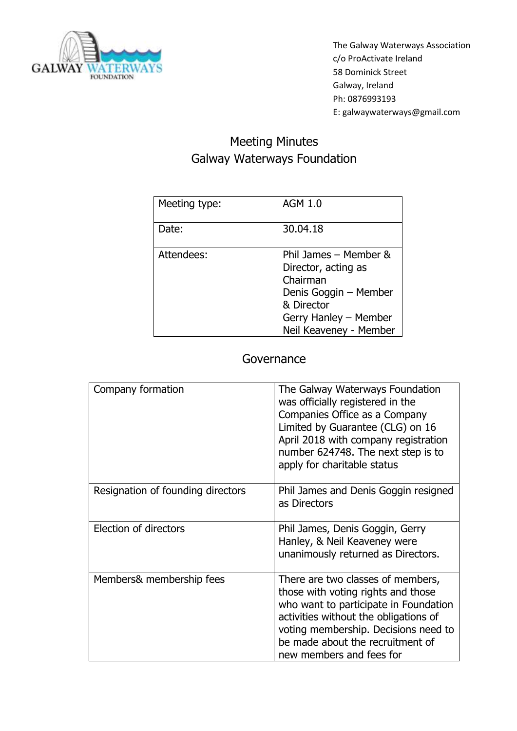The Galway Waterways Association
c/o ProActivate Ireland
58 Dominick Street
Galway, Ireland
Ph: 0876993193
E: galwaywaterways@gmail.com

# Meeting Minutes
# Galway Waterways Foundation

| Meeting type: | AGM 1.0 |
|---|---|
| Date: | 30.04.18 |
| Attendees: | Phil James – Member & Director, acting as Chairman<br>Denis Goggin – Member & Director<br>Gerry Hanley – Member<br>Neil Keaveney - Member |

## Governance

| Company formation | The Galway Waterways Foundation was officially registered in the Companies Office as a Company Limited by Guarantee (CLG) on 16 April 2018 with company registration number 624748. The next step is to apply for charitable status |
|---|---|
| Resignation of founding directors | Phil James and Denis Goggin resigned as Directors |
| Election of directors | Phil James, Denis Goggin, Gerry Hanley, & Neil Keaveney were unanimously returned as Directors. |
| Members& membership fees | There are two classes of members, those with voting rights and those who want to participate in Foundation activities without the obligations of voting membership. Decisions need to be made about the recruitment of new members and fees for |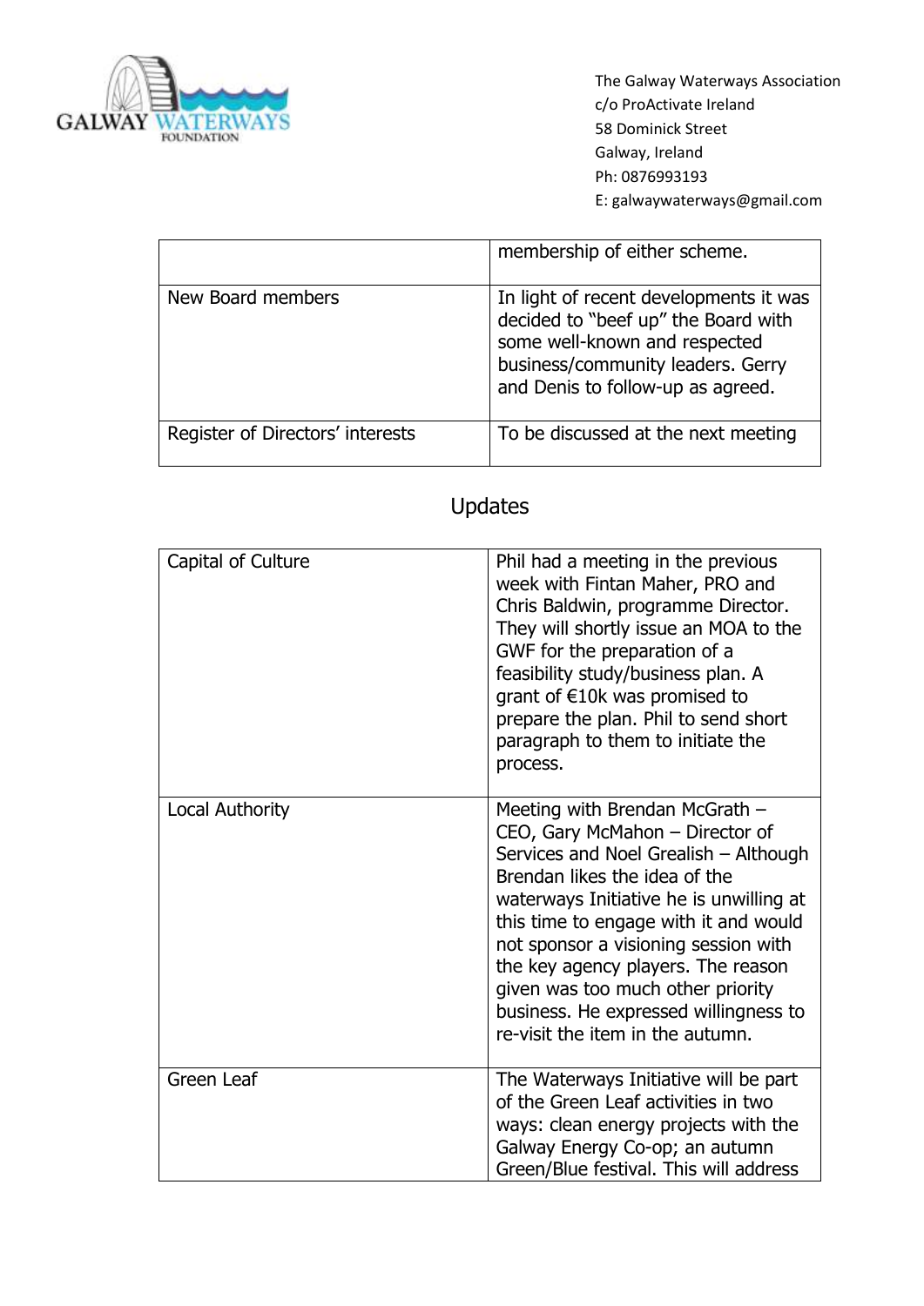The Galway Waterways Association
c/o ProActivate Ireland
58 Dominick Street
Galway, Ireland
Ph: 0876993193
E: galwaywaterways@gmail.com

| | |
|---|---|
| | membership of either scheme. |
| New Board members | In light of recent developments it was decided to "beef up" the Board with some well-known and respected business/community leaders. Gerry and Denis to follow-up as agreed. |
| Register of Directors' interests | To be discussed at the next meeting |

## Updates

| | |
|---|---|
| Capital of Culture | Phil had a meeting in the previous week with Fintan Maher, PRO and Chris Baldwin, programme Director. They will shortly issue an MOA to the GWF for the preparation of a feasibility study/business plan. A grant of €10k was promised to prepare the plan. Phil to send short paragraph to them to initiate the process. |
| Local Authority | Meeting with Brendan McGrath – CEO, Gary McMahon – Director of Services and Noel Grealish – Although Brendan likes the idea of the waterways Initiative he is unwilling at this time to engage with it and would not sponsor a visioning session with the key agency players. The reason given was too much other priority business. He expressed willingness to re-visit the item in the autumn. |
| Green Leaf | The Waterways Initiative will be part of the Green Leaf activities in two ways: clean energy projects with the Galway Energy Co-op; an autumn Green/Blue festival. This will address |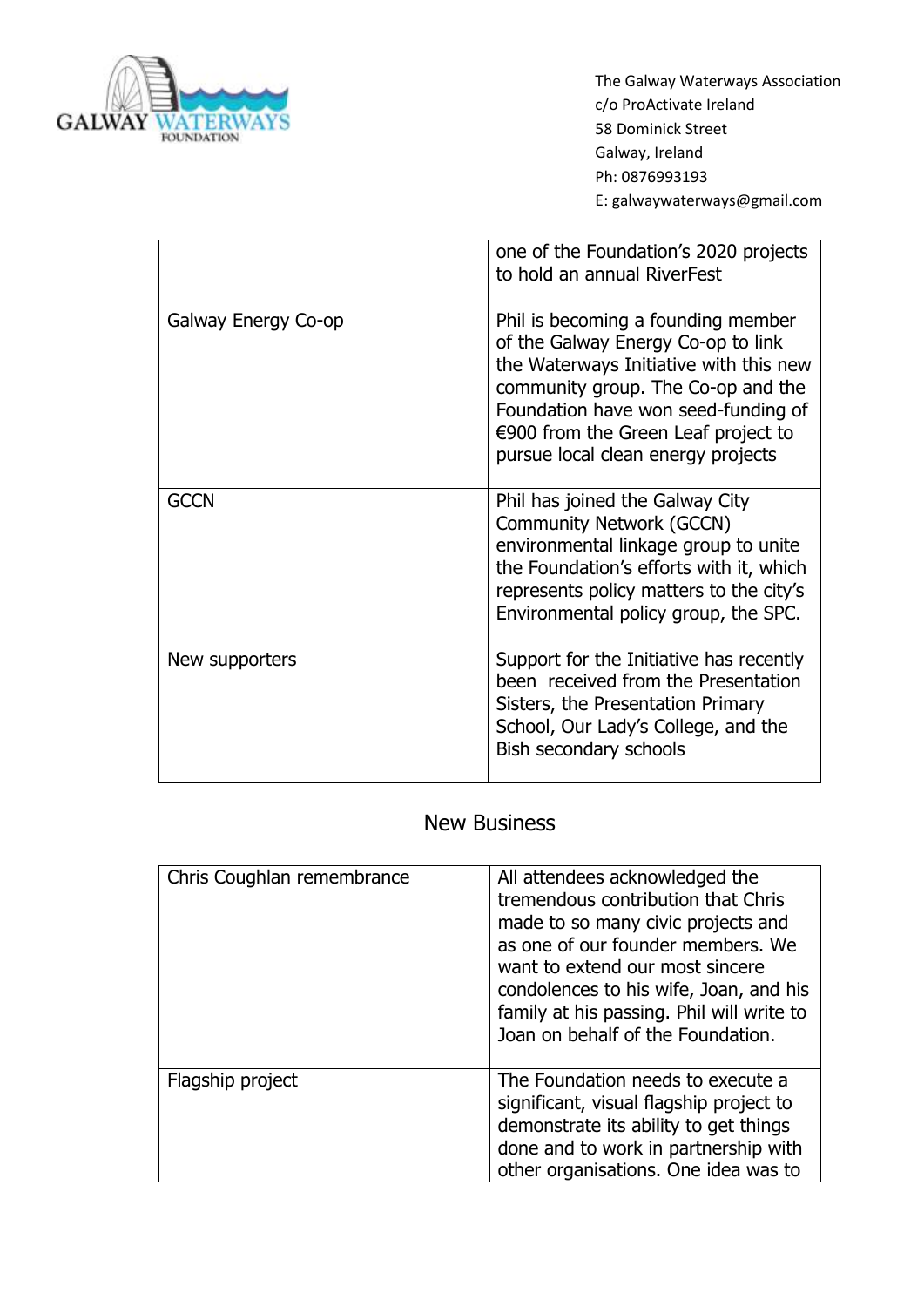| | |
|---|---|
| | one of the Foundation's 2020 projects to hold an annual RiverFest |
| Galway Energy Co-op | Phil is becoming a founding member of the Galway Energy Co-op to link the Waterways Initiative with this new community group. The Co-op and the Foundation have won seed-funding of €900 from the Green Leaf project to pursue local clean energy projects |
| GCCN | Phil has joined the Galway City Community Network (GCCN) environmental linkage group to unite the Foundation's efforts with it, which represents policy matters to the city's Environmental policy group, the SPC. |
| New supporters | Support for the Initiative has recently been received from the Presentation Sisters, the Presentation Primary School, Our Lady's College, and the Bish secondary schools |

## New Business

| | |
|---|---|
| Chris Coughlan remembrance | All attendees acknowledged the tremendous contribution that Chris made to so many civic projects and as one of our founder members. We want to extend our most sincere condolences to his wife, Joan, and his family at his passing. Phil will write to Joan on behalf of the Foundation. |
| Flagship project | The Foundation needs to execute a significant, visual flagship project to demonstrate its ability to get things done and to work in partnership with other organisations. One idea was to |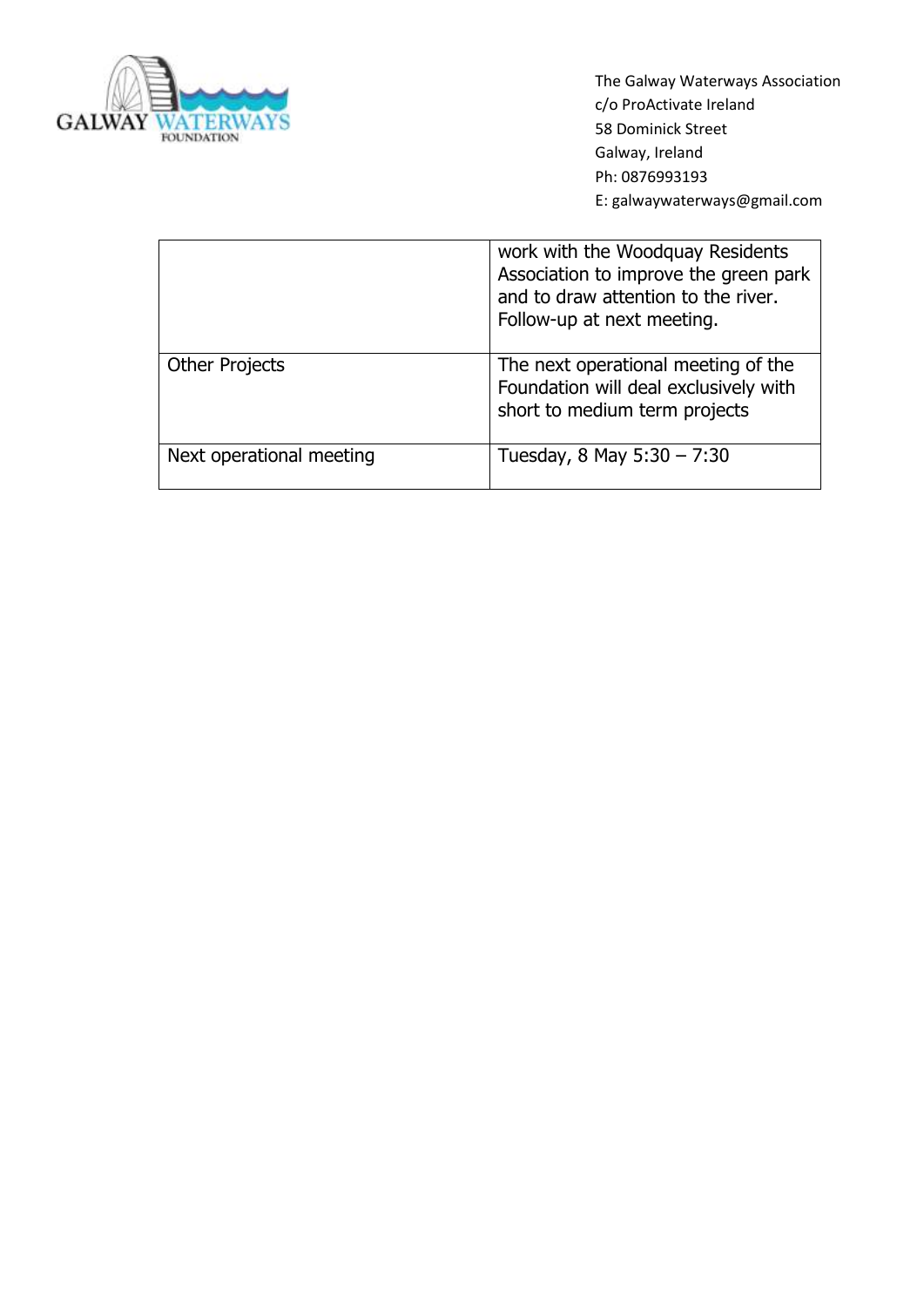The Galway Waterways Association
c/o ProActivate Ireland
58 Dominick Street
Galway, Ireland
Ph: 0876993193
E: galwaywaterways@gmail.com

| | |
|---|---|
| | work with the Woodquay Residents Association to improve the green park and to draw attention to the river. Follow-up at next meeting. |
| Other Projects | The next operational meeting of the Foundation will deal exclusively with short to medium term projects |
| Next operational meeting | Tuesday, 8 May 5:30 – 7:30 |